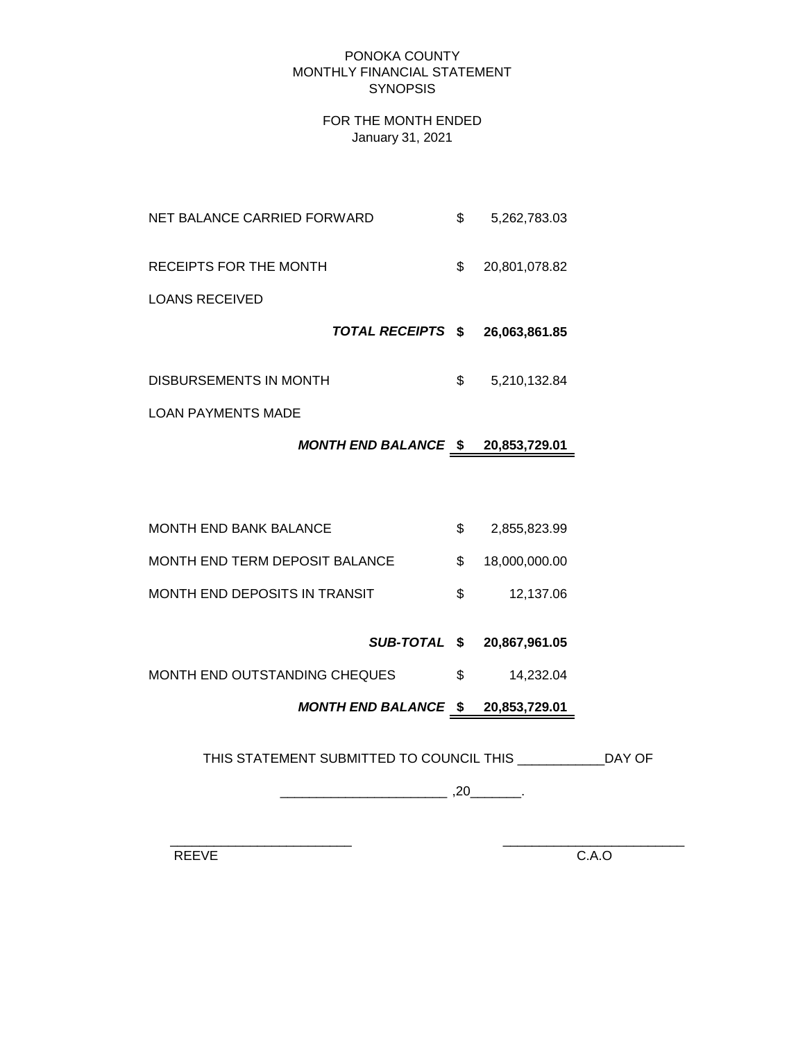# PONOKA COUNTY
## MONTHLY FINANCIAL STATEMENT
## SYNOPSIS

FOR THE MONTH ENDED
January 31, 2021

| | | |
|---|---|---|
| NET BALANCE CARRIED FORWARD | $ | 5,262,783.03 |
| RECEIPTS FOR THE MONTH | $ | 20,801,078.82 |
| LOANS RECEIVED | | |
| ***TOTAL RECEIPTS*** | **$** | **26,063,861.85** |
| DISBURSEMENTS IN MONTH | $ | 5,210,132.84 |
| LOAN PAYMENTS MADE | | |
| ***MONTH END BALANCE*** | **$** | **20,853,729.01** |

| | | |
|---|---|---|
| MONTH END BANK BALANCE | $ | 2,855,823.99 |
| MONTH END TERM DEPOSIT BALANCE | $ | 18,000,000.00 |
| MONTH END DEPOSITS IN TRANSIT | $ | 12,137.06 |
| ***SUB-TOTAL*** | **$** | **20,867,961.05** |
| MONTH END OUTSTANDING CHEQUES | $ | 14,232.04 |
| ***MONTH END BALANCE*** | **$** | **20,853,729.01** |

THIS STATEMENT SUBMITTED TO COUNCIL THIS ____________DAY OF

_______________________ ,20_______.

_________________________ _________________________
REEVE C.A.O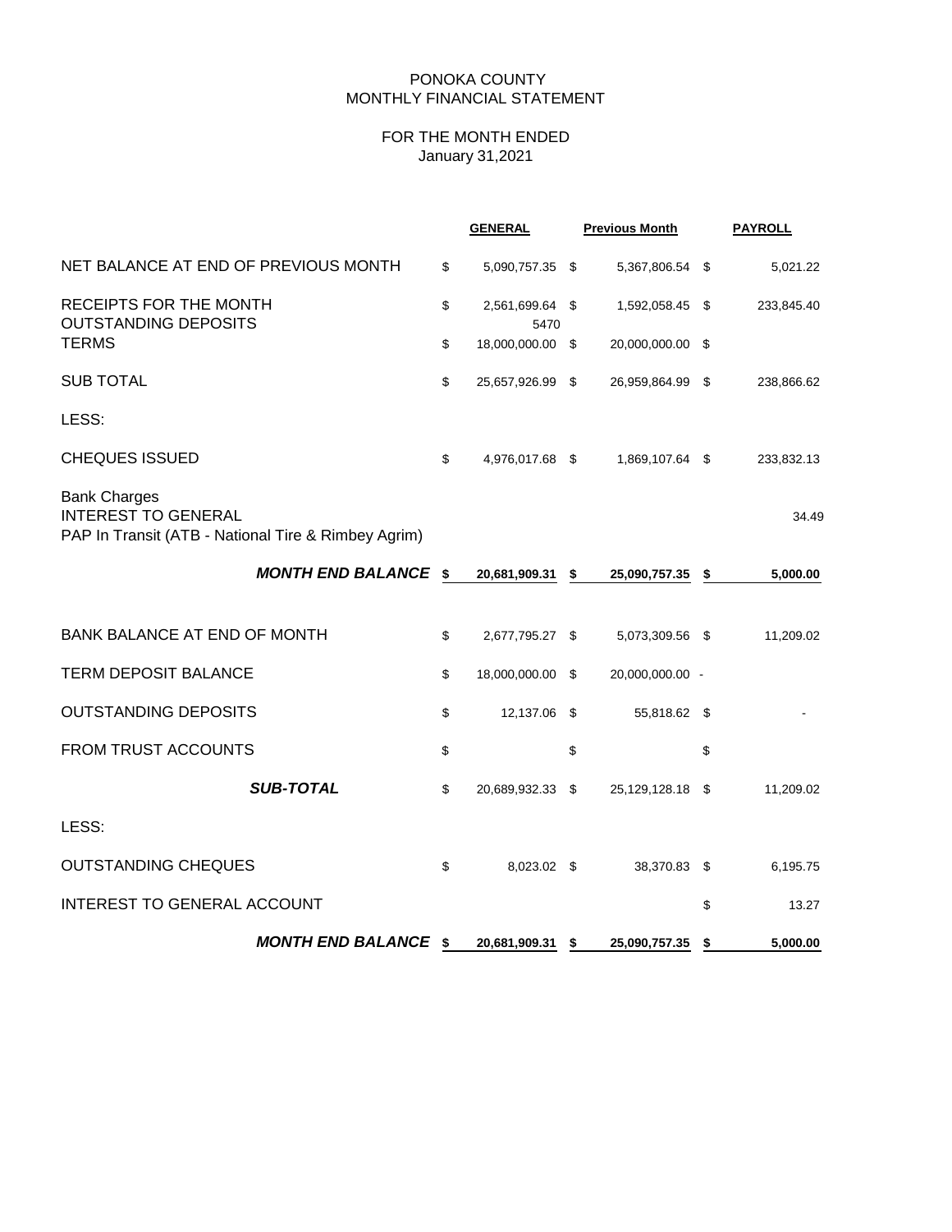PONOKA COUNTY
MONTHLY FINANCIAL STATEMENT

FOR THE MONTH ENDED
January 31,2021

| | | GENERAL | | Previous Month | | PAYROLL |
|---|---|---|---|---|---|---|
| NET BALANCE AT END OF PREVIOUS MONTH | $ | 5,090,757.35 | $ | 5,367,806.54 | $ | 5,021.22 |
| RECEIPTS FOR THE MONTH | $ | 2,561,699.64 | $ | 1,592,058.45 | $ | 233,845.40 |
| OUTSTANDING DEPOSITS | | 5470 | | | | |
| TERMS | $ | 18,000,000.00 | $ | 20,000,000.00 | $ | |
| SUB TOTAL | $ | 25,657,926.99 | $ | 26,959,864.99 | $ | 238,866.62 |
| LESS: | | | | | | |
| CHEQUES ISSUED | $ | 4,976,017.68 | $ | 1,869,107.64 | $ | 233,832.13 |
| Bank Charges | | | | | | |
| INTEREST TO GENERAL | | | | | | 34.49 |
| PAP In Transit (ATB - National Tire & Rimbey Agrim) | | | | | | |
| ***MONTH END BALANCE*** | **$** | **20,681,909.31** | **$** | **25,090,757.35** | **$** | **5,000.00** |
| BANK BALANCE AT END OF MONTH | $ | 2,677,795.27 | $ | 5,073,309.56 | $ | 11,209.02 |
| TERM DEPOSIT BALANCE | $ | 18,000,000.00 | $ | 20,000,000.00 | - | |
| OUTSTANDING DEPOSITS | $ | 12,137.06 | $ | 55,818.62 | $ | - |
| FROM TRUST ACCOUNTS | $ | | $ | | $ | |
| ***SUB-TOTAL*** | $ | 20,689,932.33 | $ | 25,129,128.18 | $ | 11,209.02 |
| LESS: | | | | | | |
| OUTSTANDING CHEQUES | $ | 8,023.02 | $ | 38,370.83 | $ | 6,195.75 |
| INTEREST TO GENERAL ACCOUNT | | | | | $ | 13.27 |
| ***MONTH END BALANCE*** | **$** | **20,681,909.31** | **$** | **25,090,757.35** | **$** | **5,000.00** |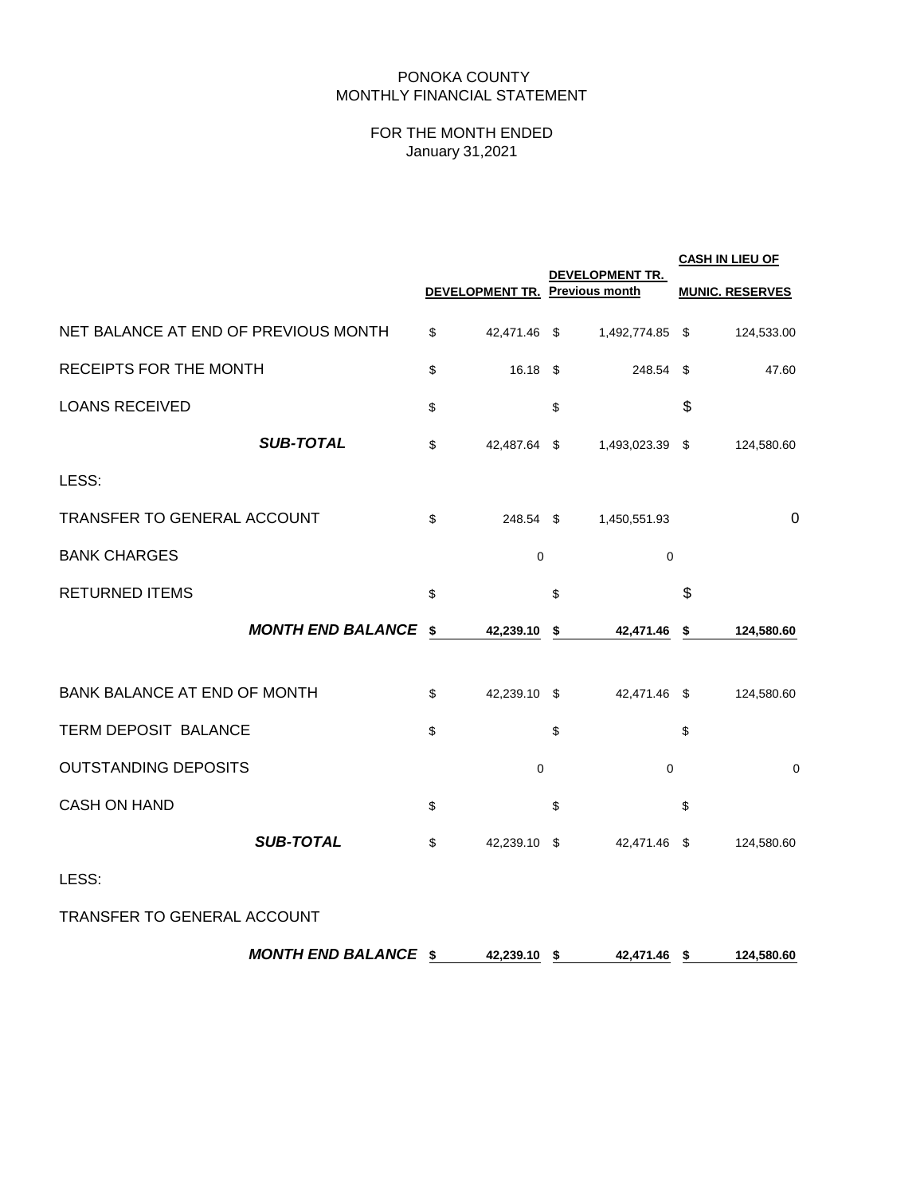PONOKA COUNTY
MONTHLY FINANCIAL STATEMENT

FOR THE MONTH ENDED
January 31,2021

| | DEVELOPMENT TR. | DEVELOPMENT TR. Previous month | CASH IN LIEU OF MUNIC. RESERVES |
|---|---|---|---|
| NET BALANCE AT END OF PREVIOUS MONTH | $ 42,471.46 | $ 1,492,774.85 | $ 124,533.00 |
| RECEIPTS FOR THE MONTH | $ 16.18 | $ 248.54 | $ 47.60 |
| LOANS RECEIVED | $ | $ | $ |
| ***SUB-TOTAL*** | $ 42,487.64 | $ 1,493,023.39 | $ 124,580.60 |
| LESS: | | | |
| TRANSFER TO GENERAL ACCOUNT | $ 248.54 | $ 1,450,551.93 | 0 |
| BANK CHARGES | 0 | 0 | |
| RETURNED ITEMS | $ | $ | $ |
| ***MONTH END BALANCE*** | **$ 42,239.10** | **$ 42,471.46** | **$ 124,580.60** |
| | | | |
| BANK BALANCE AT END OF MONTH | $ 42,239.10 | $ 42,471.46 | $ 124,580.60 |
| TERM DEPOSIT BALANCE | $ | $ | $ |
| OUTSTANDING DEPOSITS | 0 | 0 | 0 |
| CASH ON HAND | $ | $ | $ |
| ***SUB-TOTAL*** | $ 42,239.10 | $ 42,471.46 | $ 124,580.60 |
| LESS: | | | |
| TRANSFER TO GENERAL ACCOUNT | | | |
| ***MONTH END BALANCE*** | **$ 42,239.10** | **$ 42,471.46** | **$ 124,580.60** |